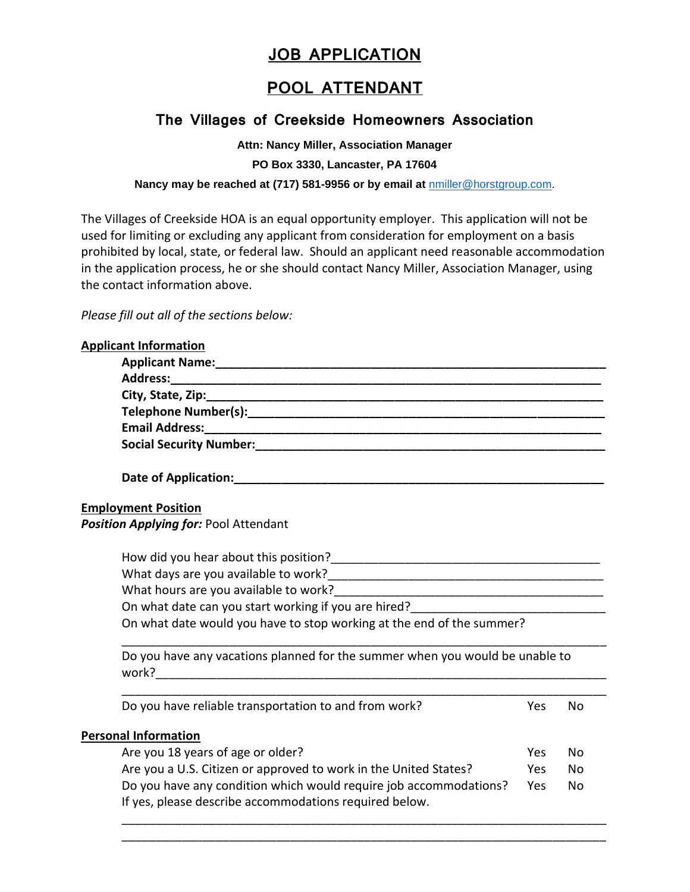# JOB APPLICATION

# POOL ATTENDANT

## The Villages of Creekside Homeowners Association

**Attn: Nancy Miller, Association Manager**

**PO Box 3330, Lancaster, PA 17604**

**Nancy may be reached at (717) 581-9956 or by email at** nmiller@horstgroup.com.

The Villages of Creekside HOA is an equal opportunity employer. This application will not be used for limiting or excluding any applicant from consideration for employment on a basis prohibited by local, state, or federal law. Should an applicant need reasonable accommodation in the application process, he or she should contact Nancy Miller, Association Manager, using the contact information above.

*Please fill out all of the sections below:*

**Applicant Information**

**Applicant Name:**______________________________________________________________

**Address:**____________________________________________________________________

**City, State, Zip:**_______________________________________________________________

**Telephone Number(s):**__________________________________________________________

**Email Address:**_______________________________________________________________

**Social Security Number:**________________________________________________________

**Date of Application:**____________________________________________________________

**Employment Position**

***Position Applying for:*** Pool Attendant

How did you hear about this position?________________________________________

What days are you available to work?_________________________________________

What hours are you available to work?________________________________________

On what date can you start working if you are hired?____________________________

On what date would you have to stop working at the end of the summer?

_________________________________________________________________________

Do you have any vacations planned for the summer when you would be unable to work?____________________________________________________________________

_________________________________________________________________________

Do you have reliable transportation to and from work? Yes No

**Personal Information**

Are you 18 years of age or older? Yes No

Are you a U.S. Citizen or approved to work in the United States? Yes No

Do you have any condition which would require job accommodations? Yes No

If yes, please describe accommodations required below.

_________________________________________________________________________

_________________________________________________________________________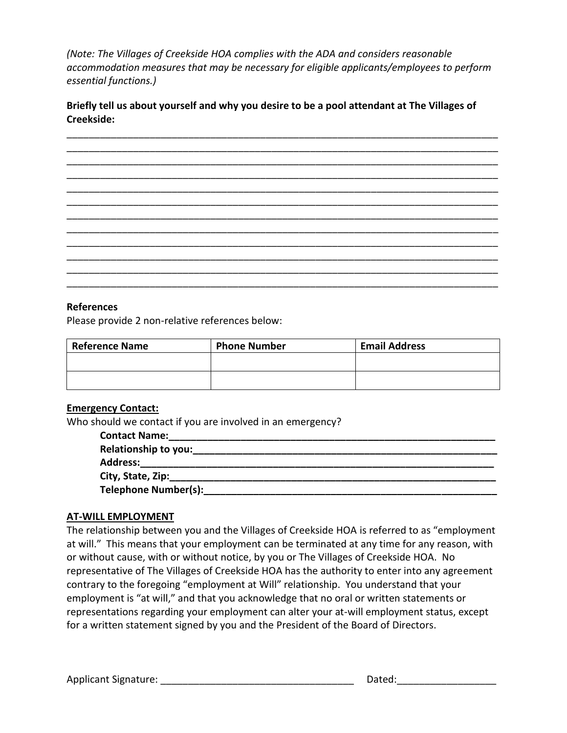*(Note: The Villages of Creekside HOA complies with the ADA and considers reasonable accommodation measures that may be necessary for eligible applicants/employees to perform essential functions.)*

**Briefly tell us about yourself and why you desire to be a pool attendant at The Villages of Creekside:**

_______________________________________________________________________________
_______________________________________________________________________________
_______________________________________________________________________________
_______________________________________________________________________________
_______________________________________________________________________________
_______________________________________________________________________________
_______________________________________________________________________________
_______________________________________________________________________________
_______________________________________________________________________________
_______________________________________________________________________________
_______________________________________________________________________________
_______________________________________________________________________________

**References**

Please provide 2 non-relative references below:

| Reference Name | Phone Number | Email Address |
|---|---|---|
| | | |
| | | |

**Emergency Contact:**

Who should we contact if you are involved in an emergency?

**Contact Name:**_______________________________________________________________
**Relationship to you:**__________________________________________________________
**Address:**____________________________________________________________________
**City, State, Zip:**_____________________________________________________________
**Telephone Number(s):**________________________________________________________

**AT-WILL EMPLOYMENT**

The relationship between you and the Villages of Creekside HOA is referred to as "employment at will." This means that your employment can be terminated at any time for any reason, with or without cause, with or without notice, by you or The Villages of Creekside HOA. No representative of The Villages of Creekside HOA has the authority to enter into any agreement contrary to the foregoing "employment at Will" relationship. You understand that your employment is "at will," and that you acknowledge that no oral or written statements or representations regarding your employment can alter your at-will employment status, except for a written statement signed by you and the President of the Board of Directors.

Applicant Signature: ___________________________________ Dated:_________________